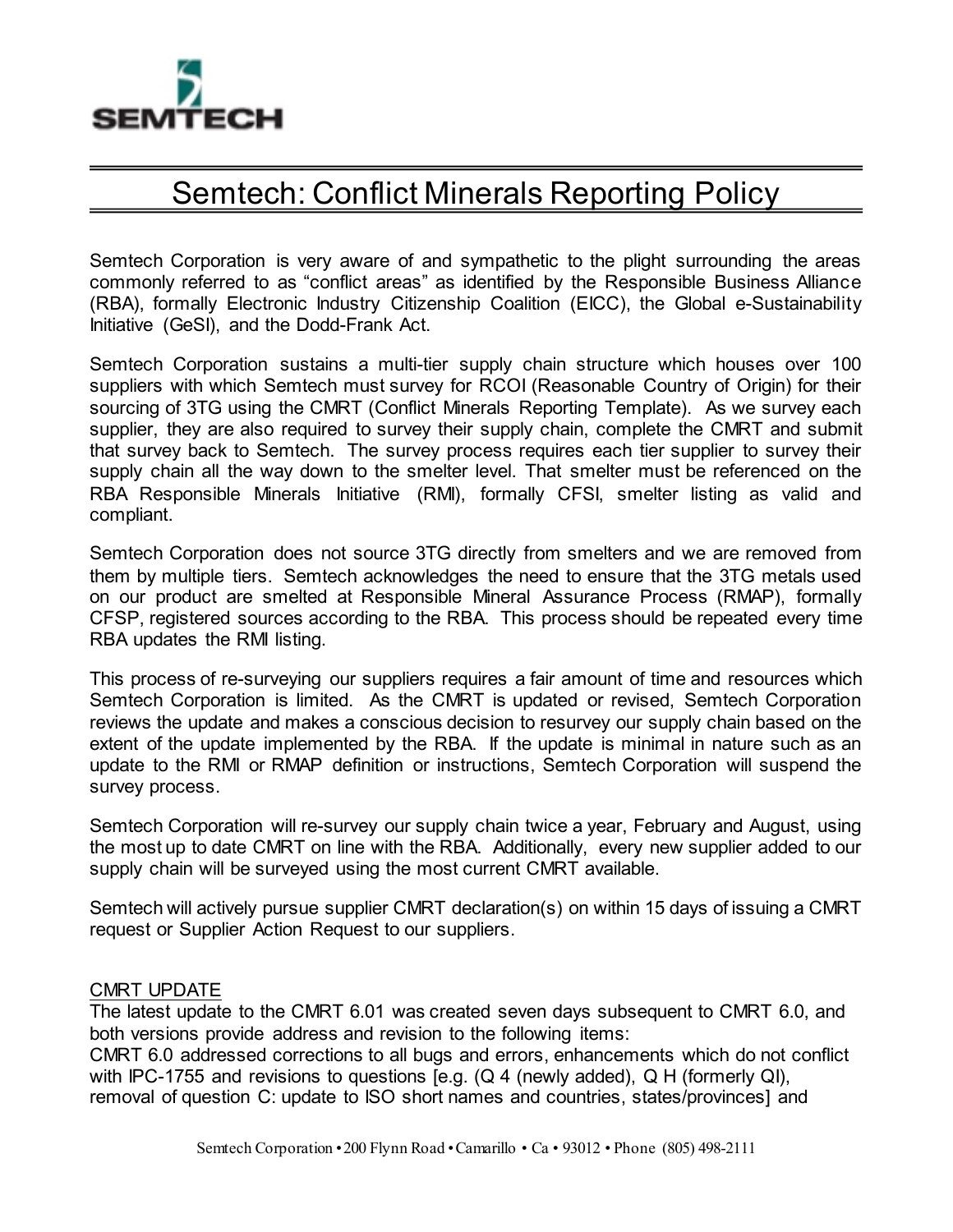# Semtech: Conflict Minerals Reporting Policy

Semtech Corporation is very aware of and sympathetic to the plight surrounding the areas commonly referred to as "conflict areas" as identified by the Responsible Business Alliance (RBA), formally Electronic Industry Citizenship Coalition (EICC), the Global e-Sustainability Initiative (GeSI), and the Dodd-Frank Act.

Semtech Corporation sustains a multi-tier supply chain structure which houses over 100 suppliers with which Semtech must survey for RCOI (Reasonable Country of Origin) for their sourcing of 3TG using the CMRT (Conflict Minerals Reporting Template). As we survey each supplier, they are also required to survey their supply chain, complete the CMRT and submit that survey back to Semtech. The survey process requires each tier supplier to survey their supply chain all the way down to the smelter level. That smelter must be referenced on the RBA Responsible Minerals Initiative (RMI), formally CFSI, smelter listing as valid and compliant.

Semtech Corporation does not source 3TG directly from smelters and we are removed from them by multiple tiers. Semtech acknowledges the need to ensure that the 3TG metals used on our product are smelted at Responsible Mineral Assurance Process (RMAP), formally CFSP, registered sources according to the RBA. This process should be repeated every time RBA updates the RMI listing.

This process of re-surveying our suppliers requires a fair amount of time and resources which Semtech Corporation is limited. As the CMRT is updated or revised, Semtech Corporation reviews the update and makes a conscious decision to resurvey our supply chain based on the extent of the update implemented by the RBA. If the update is minimal in nature such as an update to the RMI or RMAP definition or instructions, Semtech Corporation will suspend the survey process.

Semtech Corporation will re-survey our supply chain twice a year, February and August, using the most up to date CMRT on line with the RBA. Additionally, every new supplier added to our supply chain will be surveyed using the most current CMRT available.

Semtech will actively pursue supplier CMRT declaration(s) on within 15 days of issuing a CMRT request or Supplier Action Request to our suppliers.

<u>CMRT UPDATE</u>
The latest update to the CMRT 6.01 was created seven days subsequent to CMRT 6.0, and both versions provide address and revision to the following items:
CMRT 6.0 addressed corrections to all bugs and errors, enhancements which do not conflict with IPC-1755 and revisions to questions [e.g. (Q 4 (newly added), Q H (formerly QI), removal of question C: update to ISO short names and countries, states/provinces] and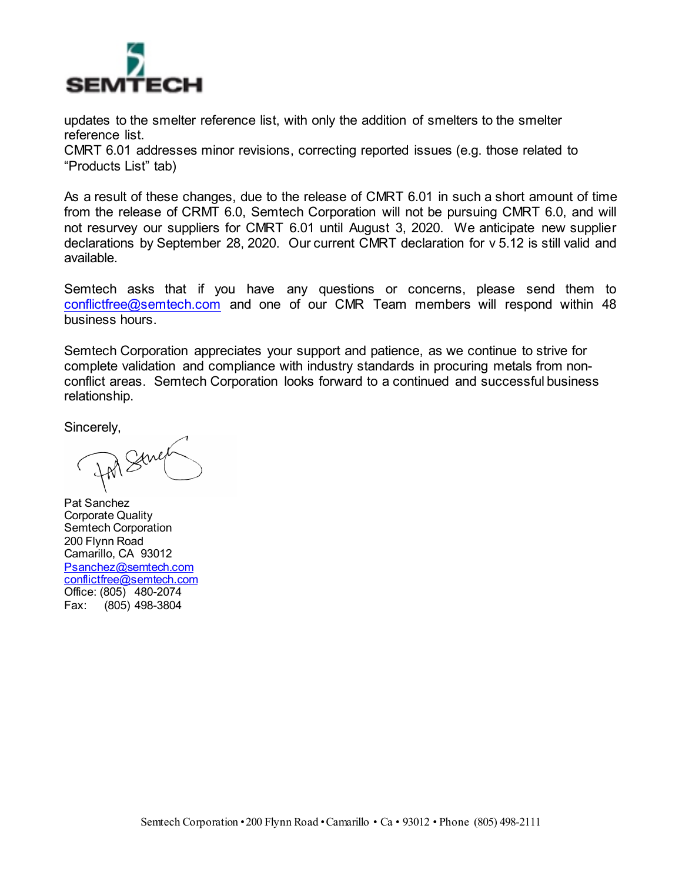updates to the smelter reference list, with only the addition of smelters to the smelter reference list.
CMRT 6.01 addresses minor revisions, correcting reported issues (e.g. those related to "Products List" tab)

As a result of these changes, due to the release of CMRT 6.01 in such a short amount of time from the release of CRMT 6.0, Semtech Corporation will not be pursuing CMRT 6.0, and will not resurvey our suppliers for CMRT 6.01 until August 3, 2020. We anticipate new supplier declarations by September 28, 2020. Our current CMRT declaration for v 5.12 is still valid and available.

Semtech asks that if you have any questions or concerns, please send them to conflictfree@semtech.com and one of our CMR Team members will respond within 48 business hours.

Semtech Corporation appreciates your support and patience, as we continue to strive for complete validation and compliance with industry standards in procuring metals from non-conflict areas. Semtech Corporation looks forward to a continued and successful business relationship.

Sincerely,

Pat Sanchez
Corporate Quality
Semtech Corporation
200 Flynn Road
Camarillo, CA 93012
Psanchez@semtech.com
conflictfree@semtech.com
Office: (805) 480-2074
Fax: (805) 498-3804